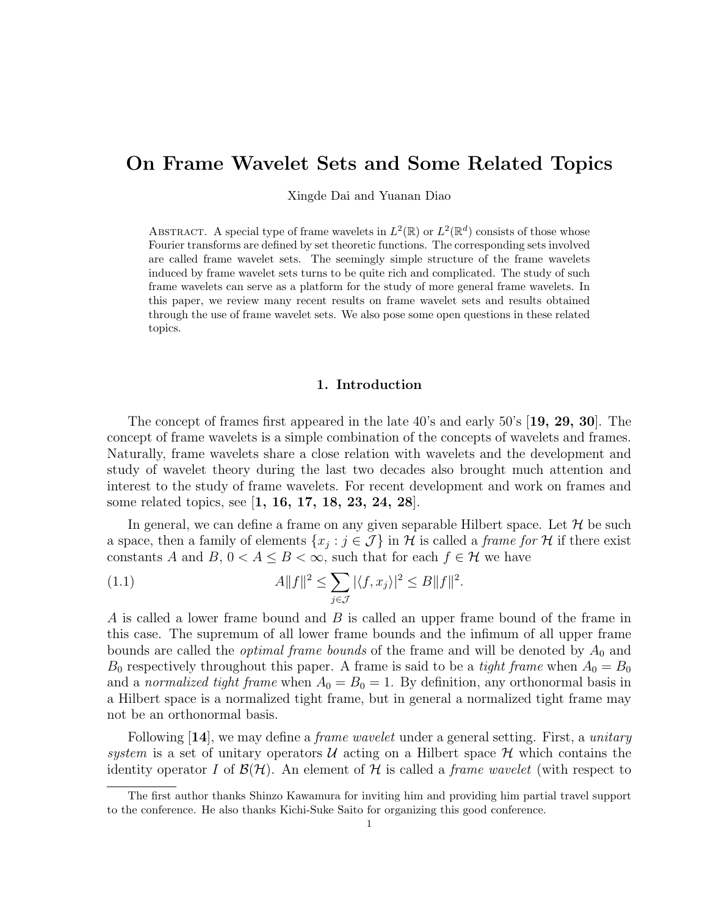# On Frame Wavelet Sets and Some Related Topics

Xingde Dai and Yuanan Diao

Abstract. A special type of frame wavelets in $L^2(\mathbb{R})$ or $L^2(\mathbb{R}^d)$ consists of those whose Fourier transforms are defined by set theoretic functions. The corresponding sets involved are called frame wavelet sets. The seemingly simple structure of the frame wavelets induced by frame wavelet sets turns to be quite rich and complicated. The study of such frame wavelets can serve as a platform for the study of more general frame wavelets. In this paper, we review many recent results on frame wavelet sets and results obtained through the use of frame wavelet sets. We also pose some open questions in these related topics.

## 1. Introduction

The concept of frames first appeared in the late 40's and early 50's [**19, 29, 30**]. The concept of frame wavelets is a simple combination of the concepts of wavelets and frames. Naturally, frame wavelets share a close relation with wavelets and the development and study of wavelet theory during the last two decades also brought much attention and interest to the study of frame wavelets. For recent development and work on frames and some related topics, see [**1, 16, 17, 18, 23, 24, 28**].

In general, we can define a frame on any given separable Hilbert space. Let $\mathcal{H}$ be such a space, then a family of elements $\{x_j : j \in \mathcal{J}\}$ in $\mathcal{H}$ is called a *frame for* $\mathcal{H}$ if there exist constants $A$ and $B$, $0 < A \leq B < \infty$, such that for each $f \in \mathcal{H}$ we have

$$A\|f\|^2 \leq \sum_{j\in\mathcal{J}} |\langle f, x_j\rangle|^2 \leq B\|f\|^2. \tag{1.1}$$

$A$ is called a lower frame bound and $B$ is called an upper frame bound of the frame in this case. The supremum of all lower frame bounds and the infimum of all upper frame bounds are called the *optimal frame bounds* of the frame and will be denoted by $A_0$ and $B_0$ respectively throughout this paper. A frame is said to be a *tight frame* when $A_0 = B_0$ and a *normalized tight frame* when $A_0 = B_0 = 1$. By definition, any orthonormal basis in a Hilbert space is a normalized tight frame, but in general a normalized tight frame may not be an orthonormal basis.

Following [**14**], we may define a *frame wavelet* under a general setting. First, a *unitary system* is a set of unitary operators $\mathcal{U}$ acting on a Hilbert space $\mathcal{H}$ which contains the identity operator $I$ of $\mathcal{B}(\mathcal{H})$. An element of $\mathcal{H}$ is called a *frame wavelet* (with respect to

The first author thanks Shinzo Kawamura for inviting him and providing him partial travel support to the conference. He also thanks Kichi-Suke Saito for organizing this good conference.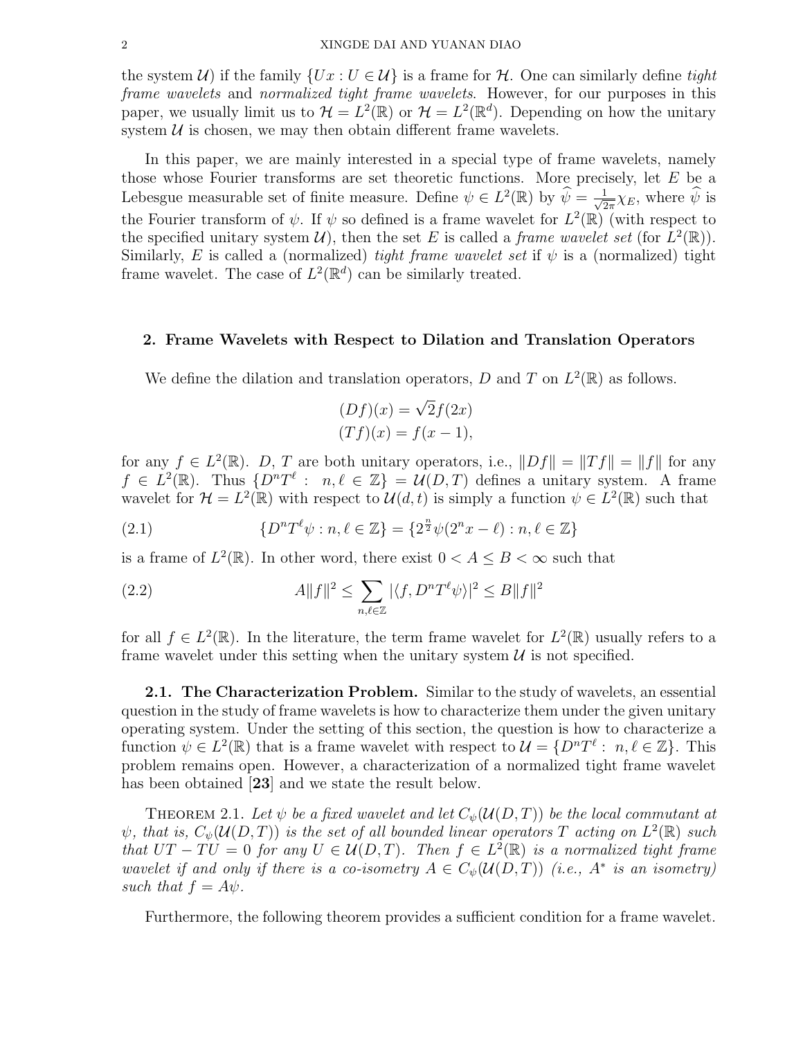the system $\mathcal{U}$) if the family $\{Ux : U \in \mathcal{U}\}$ is a frame for $\mathcal{H}$. One can similarly define *tight frame wavelets* and *normalized tight frame wavelets*. However, for our purposes in this paper, we usually limit us to $\mathcal{H} = L^2(\mathbb{R})$ or $\mathcal{H} = L^2(\mathbb{R}^d)$. Depending on how the unitary system $\mathcal{U}$ is chosen, we may then obtain different frame wavelets.

In this paper, we are mainly interested in a special type of frame wavelets, namely those whose Fourier transforms are set theoretic functions. More precisely, let $E$ be a Lebesgue measurable set of finite measure. Define $\psi \in L^2(\mathbb{R})$ by $\widehat{\psi} = \frac{1}{\sqrt{2\pi}}\chi_E$, where $\widehat{\psi}$ is the Fourier transform of $\psi$. If $\psi$ so defined is a frame wavelet for $L^2(\mathbb{R})$ (with respect to the specified unitary system $\mathcal{U}$), then the set $E$ is called a *frame wavelet set* (for $L^2(\mathbb{R})$). Similarly, $E$ is called a (normalized) *tight frame wavelet set* if $\psi$ is a (normalized) tight frame wavelet. The case of $L^2(\mathbb{R}^d)$ can be similarly treated.

## 2. Frame Wavelets with Respect to Dilation and Translation Operators

We define the dilation and translation operators, $D$ and $T$ on $L^2(\mathbb{R})$ as follows.

$$(Df)(x) = \sqrt{2}f(2x)$$
$$(Tf)(x) = f(x-1),$$

for any $f \in L^2(\mathbb{R})$. $D$, $T$ are both unitary operators, i.e., $\|Df\| = \|Tf\| = \|f\|$ for any $f \in L^2(\mathbb{R})$. Thus $\{D^nT^\ell : \ n, \ell \in \mathbb{Z}\} = \mathcal{U}(D,T)$ defines a unitary system. A frame wavelet for $\mathcal{H} = L^2(\mathbb{R})$ with respect to $\mathcal{U}(d,t)$ is simply a function $\psi \in L^2(\mathbb{R})$ such that

$$\{D^nT^\ell\psi : n, \ell \in \mathbb{Z}\} = \{2^{\frac{n}{2}}\psi(2^nx - \ell) : n, \ell \in \mathbb{Z}\} \tag{2.1}$$

is a frame of $L^2(\mathbb{R})$. In other word, there exist $0 < A \leq B < \infty$ such that

$$A\|f\|^2 \leq \sum_{n,\ell\in\mathbb{Z}} |\langle f, D^nT^\ell\psi\rangle|^2 \leq B\|f\|^2 \tag{2.2}$$

for all $f \in L^2(\mathbb{R})$. In the literature, the term frame wavelet for $L^2(\mathbb{R})$ usually refers to a frame wavelet under this setting when the unitary system $\mathcal{U}$ is not specified.

**2.1. The Characterization Problem.** Similar to the study of wavelets, an essential question in the study of frame wavelets is how to characterize them under the given unitary operating system. Under the setting of this section, the question is how to characterize a function $\psi \in L^2(\mathbb{R})$ that is a frame wavelet with respect to $\mathcal{U} = \{D^nT^\ell : \ n, \ell \in \mathbb{Z}\}$. This problem remains open. However, a characterization of a normalized tight frame wavelet has been obtained [**23**] and we state the result below.

Theorem 2.1. *Let $\psi$ be a fixed wavelet and let $C_\psi(\mathcal{U}(D,T))$ be the local commutant at $\psi$, that is, $C_\psi(\mathcal{U}(D,T))$ is the set of all bounded linear operators $T$ acting on $L^2(\mathbb{R})$ such that $UT - TU = 0$ for any $U \in \mathcal{U}(D,T)$. Then $f \in L^2(\mathbb{R})$ is a normalized tight frame wavelet if and only if there is a co-isometry $A \in C_\psi(\mathcal{U}(D,T))$ (i.e., $A^*$ is an isometry) such that $f = A\psi$.*

Furthermore, the following theorem provides a sufficient condition for a frame wavelet.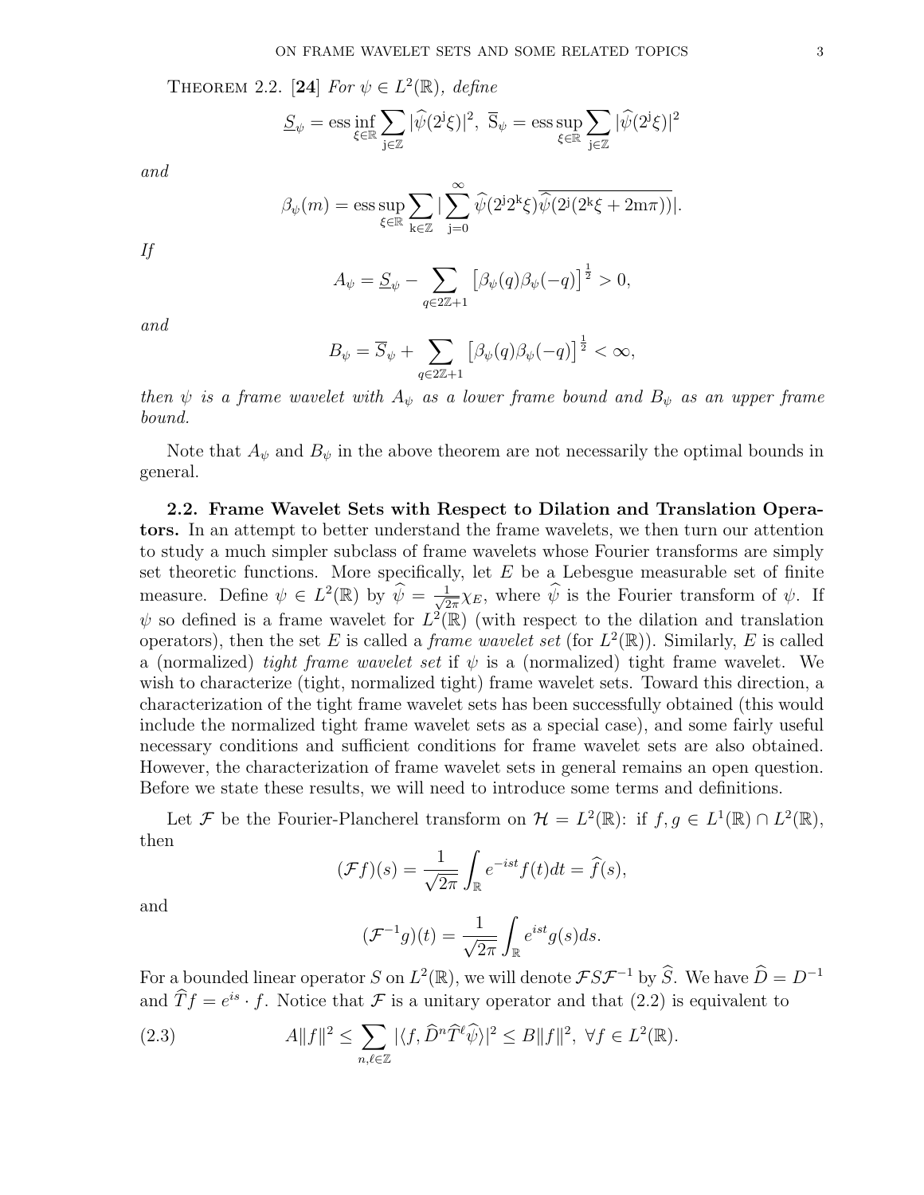THEOREM 2.2. [**24**] *For $\psi \in L^2(\mathbb{R})$, define*

$$\underline{S}_\psi = \operatorname{ess\,inf}_{\xi \in \mathbb{R}} \sum_{j \in \mathbb{Z}} |\widehat{\psi}(2^j \xi)|^2, \ \overline{S}_\psi = \operatorname{ess\,sup}_{\xi \in \mathbb{R}} \sum_{j \in \mathbb{Z}} |\widehat{\psi}(2^j \xi)|^2$$

*and*

$$\beta_\psi(m) = \operatorname{ess\,sup}_{\xi \in \mathbb{R}} \sum_{k \in \mathbb{Z}} \Big| \sum_{j=0}^{\infty} \widehat{\psi}(2^j 2^k \xi) \overline{\widehat{\psi}(2^j(2^k \xi + 2m\pi))} \Big|.$$

*If*

$$A_\psi = \underline{S}_\psi - \sum_{q \in 2\mathbb{Z}+1} \left[\beta_\psi(q)\beta_\psi(-q)\right]^{\frac{1}{2}} > 0,$$

*and*

$$B_\psi = \overline{S}_\psi + \sum_{q \in 2\mathbb{Z}+1} \left[\beta_\psi(q)\beta_\psi(-q)\right]^{\frac{1}{2}} < \infty,$$

*then $\psi$ is a frame wavelet with $A_\psi$ as a lower frame bound and $B_\psi$ as an upper frame bound.*

Note that $A_\psi$ and $B_\psi$ in the above theorem are not necessarily the optimal bounds in general.

**2.2. Frame Wavelet Sets with Respect to Dilation and Translation Operators.** In an attempt to better understand the frame wavelets, we then turn our attention to study a much simpler subclass of frame wavelets whose Fourier transforms are simply set theoretic functions. More specifically, let $E$ be a Lebesgue measurable set of finite measure. Define $\psi \in L^2(\mathbb{R})$ by $\widehat{\psi} = \frac{1}{\sqrt{2\pi}}\chi_E$, where $\widehat{\psi}$ is the Fourier transform of $\psi$. If $\psi$ so defined is a frame wavelet for $L^2(\mathbb{R})$ (with respect to the dilation and translation operators), then the set $E$ is called a *frame wavelet set* (for $L^2(\mathbb{R})$). Similarly, $E$ is called a (normalized) *tight frame wavelet set* if $\psi$ is a (normalized) tight frame wavelet. We wish to characterize (tight, normalized tight) frame wavelet sets. Toward this direction, a characterization of the tight frame wavelet sets has been successfully obtained (this would include the normalized tight frame wavelet sets as a special case), and some fairly useful necessary conditions and sufficient conditions for frame wavelet sets are also obtained. However, the characterization of frame wavelet sets in general remains an open question. Before we state these results, we will need to introduce some terms and definitions.

Let $\mathcal{F}$ be the Fourier-Plancherel transform on $\mathcal{H} = L^2(\mathbb{R})$: if $f, g \in L^1(\mathbb{R}) \cap L^2(\mathbb{R})$, then

$$(\mathcal{F}f)(s) = \frac{1}{\sqrt{2\pi}} \int_{\mathbb{R}} e^{-ist} f(t) dt = \widehat{f}(s),$$

and

$$(\mathcal{F}^{-1}g)(t) = \frac{1}{\sqrt{2\pi}} \int_{\mathbb{R}} e^{ist} g(s) ds.$$

For a bounded linear operator $S$ on $L^2(\mathbb{R})$, we will denote $\mathcal{F}S\mathcal{F}^{-1}$ by $\widehat{S}$. We have $\widehat{D} = D^{-1}$ and $\widehat{T}f = e^{is} \cdot f$. Notice that $\mathcal{F}$ is a unitary operator and that (2.2) is equivalent to

$$A\|f\|^2 \leq \sum_{n,\ell \in \mathbb{Z}} |\langle f, \widehat{D}^n \widehat{T}^\ell \widehat{\psi} \rangle|^2 \leq B\|f\|^2, \ \forall f \in L^2(\mathbb{R}). \tag{2.3}$$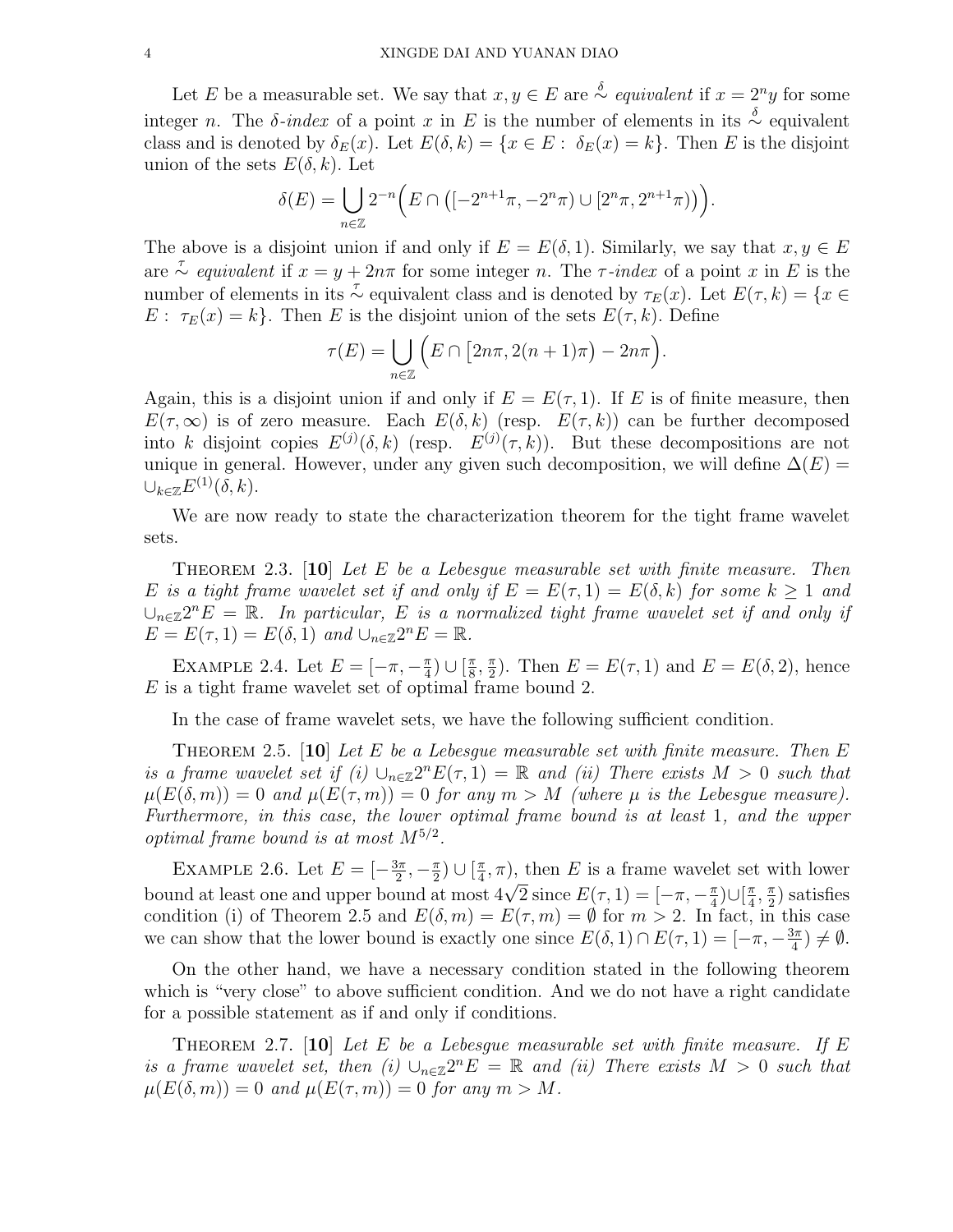Let $E$ be a measurable set. We say that $x, y \in E$ are $\overset{\delta}{\sim}$ *equivalent* if $x = 2^n y$ for some integer $n$. The $\delta$-*index* of a point $x$ in $E$ is the number of elements in its $\overset{\delta}{\sim}$ equivalent class and is denoted by $\delta_E(x)$. Let $E(\delta, k) = \{x \in E : \delta_E(x) = k\}$. Then $E$ is the disjoint union of the sets $E(\delta, k)$. Let

$$\delta(E) = \bigcup_{n\in\mathbb{Z}} 2^{-n}\Big(E \cap \big([-2^{n+1}\pi, -2^n\pi) \cup [2^n\pi, 2^{n+1}\pi)\big)\Big).$$

The above is a disjoint union if and only if $E = E(\delta, 1)$. Similarly, we say that $x, y \in E$ are $\overset{\tau}{\sim}$ *equivalent* if $x = y + 2n\pi$ for some integer $n$. The $\tau$-*index* of a point $x$ in $E$ is the number of elements in its $\overset{\tau}{\sim}$ equivalent class and is denoted by $\tau_E(x)$. Let $E(\tau, k) = \{x \in E : \tau_E(x) = k\}$. Then $E$ is the disjoint union of the sets $E(\tau, k)$. Define

$$\tau(E) = \bigcup_{n\in\mathbb{Z}} \Big(E \cap \big[2n\pi, 2(n+1)\pi\big) - 2n\pi\Big).$$

Again, this is a disjoint union if and only if $E = E(\tau, 1)$. If $E$ is of finite measure, then $E(\tau, \infty)$ is of zero measure. Each $E(\delta, k)$ (resp. $E(\tau, k)$) can be further decomposed into $k$ disjoint copies $E^{(j)}(\delta, k)$ (resp. $E^{(j)}(\tau, k)$). But these decompositions are not unique in general. However, under any given such decomposition, we will define $\Delta(E) = \cup_{k\in\mathbb{Z}} E^{(1)}(\delta, k)$.

We are now ready to state the characterization theorem for the tight frame wavelet sets.

Theorem 2.3. [**10**] *Let $E$ be a Lebesgue measurable set with finite measure. Then $E$ is a tight frame wavelet set if and only if $E = E(\tau, 1) = E(\delta, k)$ for some $k \geq 1$ and $\cup_{n\in\mathbb{Z}} 2^n E = \mathbb{R}$. In particular, $E$ is a normalized tight frame wavelet set if and only if $E = E(\tau, 1) = E(\delta, 1)$ and $\cup_{n\in\mathbb{Z}} 2^n E = \mathbb{R}$.*

Example 2.4. Let $E = [-\pi, -\frac{\pi}{4}) \cup [\frac{\pi}{8}, \frac{\pi}{2})$. Then $E = E(\tau, 1)$ and $E = E(\delta, 2)$, hence $E$ is a tight frame wavelet set of optimal frame bound 2.

In the case of frame wavelet sets, we have the following sufficient condition.

Theorem 2.5. [**10**] *Let $E$ be a Lebesgue measurable set with finite measure. Then $E$ is a frame wavelet set if (i) $\cup_{n\in\mathbb{Z}} 2^n E(\tau, 1) = \mathbb{R}$ and (ii) There exists $M > 0$ such that $\mu(E(\delta, m)) = 0$ and $\mu(E(\tau, m)) = 0$ for any $m > M$ (where $\mu$ is the Lebesgue measure). Furthermore, in this case, the lower optimal frame bound is at least 1, and the upper optimal frame bound is at most $M^{5/2}$.*

Example 2.6. Let $E = [-\frac{3\pi}{2}, -\frac{\pi}{2}) \cup [\frac{\pi}{4}, \pi)$, then $E$ is a frame wavelet set with lower bound at least one and upper bound at most $4\sqrt{2}$ since $E(\tau, 1) = [-\pi, -\frac{\pi}{4}) \cup [\frac{\pi}{4}, \frac{\pi}{2})$ satisfies condition (i) of Theorem 2.5 and $E(\delta, m) = E(\tau, m) = \emptyset$ for $m > 2$. In fact, in this case we can show that the lower bound is exactly one since $E(\delta, 1) \cap E(\tau, 1) = [-\pi, -\frac{3\pi}{4}) \neq \emptyset$.

On the other hand, we have a necessary condition stated in the following theorem which is "very close" to above sufficient condition. And we do not have a right candidate for a possible statement as if and only if conditions.

Theorem 2.7. [**10**] *Let $E$ be a Lebesgue measurable set with finite measure. If $E$ is a frame wavelet set, then (i) $\cup_{n\in\mathbb{Z}} 2^n E = \mathbb{R}$ and (ii) There exists $M > 0$ such that $\mu(E(\delta, m)) = 0$ and $\mu(E(\tau, m)) = 0$ for any $m > M$.*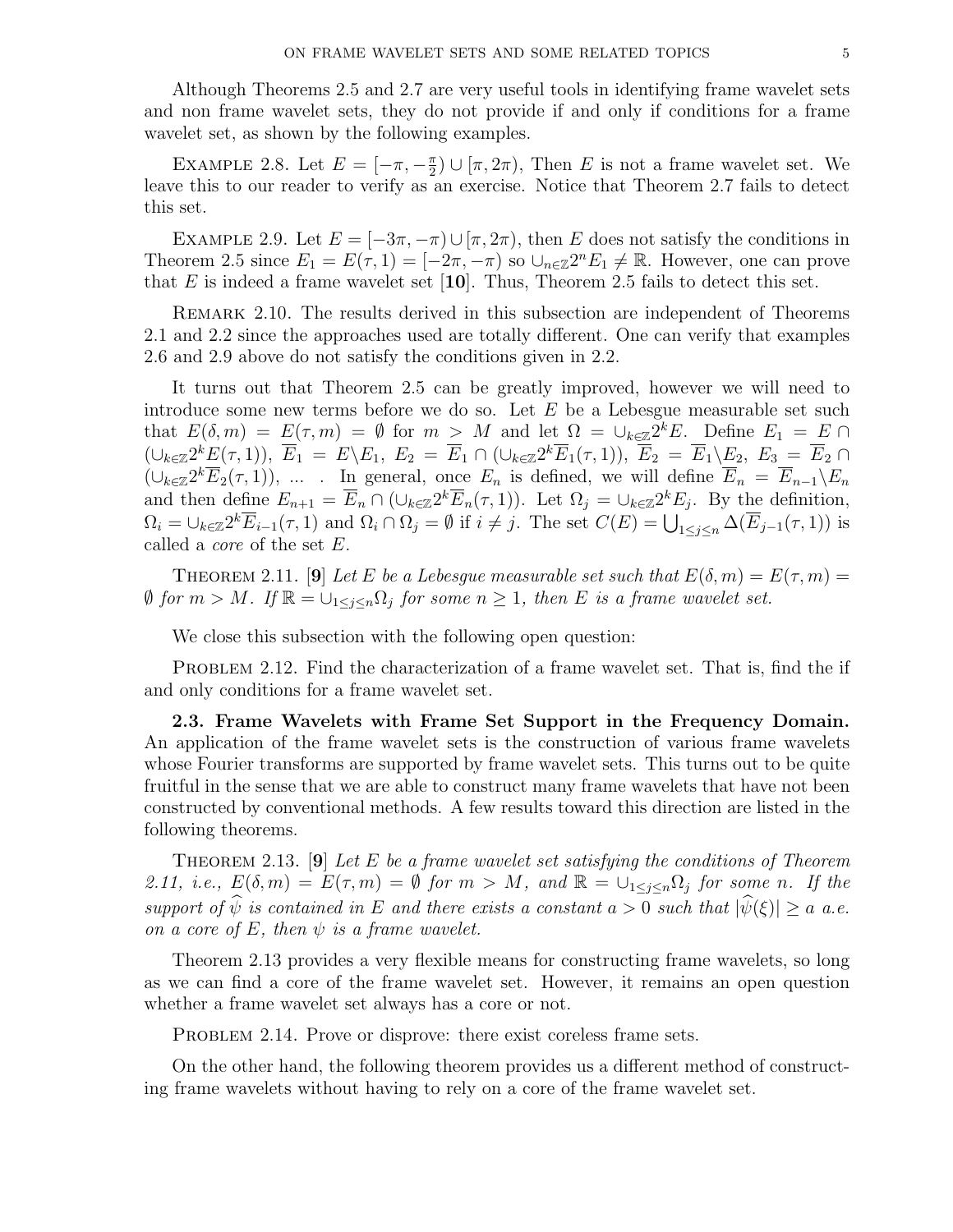Although Theorems 2.5 and 2.7 are very useful tools in identifying frame wavelet sets and non frame wavelet sets, they do not provide if and only if conditions for a frame wavelet set, as shown by the following examples.

Example 2.8. Let $E = [-\pi, -\frac{\pi}{2}) \cup [\pi, 2\pi)$, Then $E$ is not a frame wavelet set. We leave this to our reader to verify as an exercise. Notice that Theorem 2.7 fails to detect this set.

Example 2.9. Let $E = [-3\pi, -\pi) \cup [\pi, 2\pi)$, then $E$ does not satisfy the conditions in Theorem 2.5 since $E_1 = E(\tau, 1) = [-2\pi, -\pi)$ so $\cup_{n\in\mathbb{Z}} 2^n E_1 \neq \mathbb{R}$. However, one can prove that $E$ is indeed a frame wavelet set [**10**]. Thus, Theorem 2.5 fails to detect this set.

Remark 2.10. The results derived in this subsection are independent of Theorems 2.1 and 2.2 since the approaches used are totally different. One can verify that examples 2.6 and 2.9 above do not satisfy the conditions given in 2.2.

It turns out that Theorem 2.5 can be greatly improved, however we will need to introduce some new terms before we do so. Let $E$ be a Lebesgue measurable set such that $E(\delta, m) = E(\tau, m) = \emptyset$ for $m > M$ and let $\Omega = \cup_{k\in\mathbb{Z}} 2^k E$. Define $E_1 = E \cap (\cup_{k\in\mathbb{Z}} 2^k E(\tau, 1))$, $\overline{E}_1 = E \backslash E_1$, $E_2 = \overline{E}_1 \cap (\cup_{k\in\mathbb{Z}} 2^k \overline{E}_1(\tau, 1))$, $\overline{E}_2 = \overline{E}_1 \backslash E_2$, $E_3 = \overline{E}_2 \cap (\cup_{k\in\mathbb{Z}} 2^k \overline{E}_2(\tau, 1))$, ... . In general, once $E_n$ is defined, we will define $\overline{E}_n = \overline{E}_{n-1} \backslash E_n$ and then define $E_{n+1} = \overline{E}_n \cap (\cup_{k\in\mathbb{Z}} 2^k \overline{E}_n(\tau, 1))$. Let $\Omega_j = \cup_{k\in\mathbb{Z}} 2^k E_j$. By the definition, $\Omega_i = \cup_{k\in\mathbb{Z}} 2^k \overline{E}_{i-1}(\tau, 1)$ and $\Omega_i \cap \Omega_j = \emptyset$ if $i \neq j$. The set $C(E) = \bigcup_{1\leq j\leq n} \Delta(\overline{E}_{j-1}(\tau, 1))$ is called a *core* of the set $E$.

Theorem 2.11. [**9**] *Let $E$ be a Lebesgue measurable set such that $E(\delta, m) = E(\tau, m) = \emptyset$ for $m > M$. If $\mathbb{R} = \cup_{1\leq j\leq n} \Omega_j$ for some $n \geq 1$, then $E$ is a frame wavelet set.*

We close this subsection with the following open question:

Problem 2.12. Find the characterization of a frame wavelet set. That is, find the if and only conditions for a frame wavelet set.

**2.3. Frame Wavelets with Frame Set Support in the Frequency Domain.** An application of the frame wavelet sets is the construction of various frame wavelets whose Fourier transforms are supported by frame wavelet sets. This turns out to be quite fruitful in the sense that we are able to construct many frame wavelets that have not been constructed by conventional methods. A few results toward this direction are listed in the following theorems.

Theorem 2.13. [**9**] *Let $E$ be a frame wavelet set satisfying the conditions of Theorem 2.11, i.e., $E(\delta, m) = E(\tau, m) = \emptyset$ for $m > M$, and $\mathbb{R} = \cup_{1\leq j\leq n} \Omega_j$ for some $n$. If the support of $\widehat{\psi}$ is contained in $E$ and there exists a constant $a > 0$ such that $|\widehat{\psi}(\xi)| \geq a$ a.e. on a core of $E$, then $\psi$ is a frame wavelet.*

Theorem 2.13 provides a very flexible means for constructing frame wavelets, so long as we can find a core of the frame wavelet set. However, it remains an open question whether a frame wavelet set always has a core or not.

Problem 2.14. Prove or disprove: there exist coreless frame sets.

On the other hand, the following theorem provides us a different method of constructing frame wavelets without having to rely on a core of the frame wavelet set.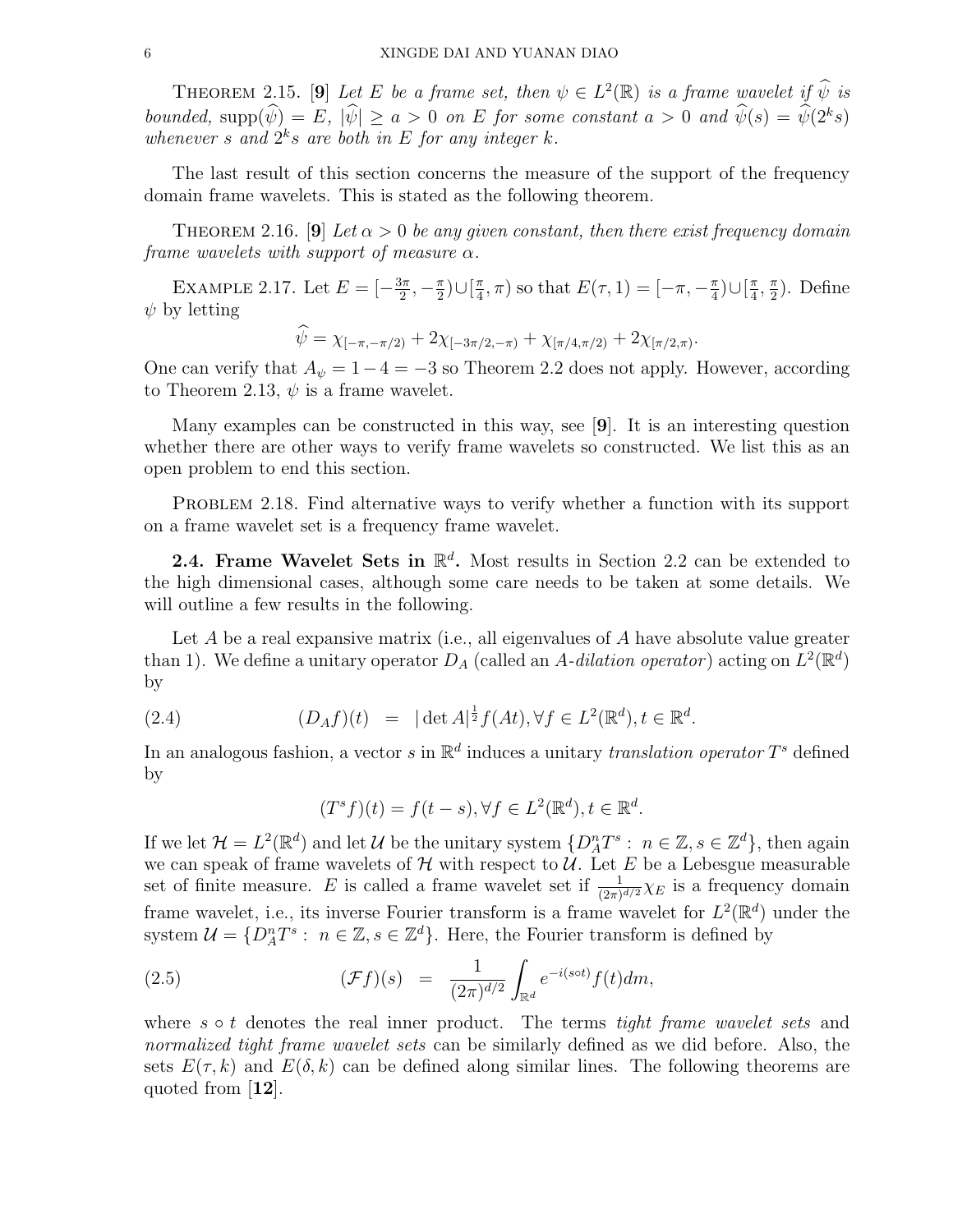THEOREM 2.15. [**9**] *Let $E$ be a frame set, then $\psi \in L^2(\mathbb{R})$ is a frame wavelet if $\widehat{\psi}$ is bounded, $\text{supp}(\widehat{\psi}) = E$, $|\widehat{\psi}| \geq a > 0$ on $E$ for some constant $a > 0$ and $\widehat{\psi}(s) = \widehat{\psi}(2^k s)$ whenever $s$ and $2^k s$ are both in $E$ for any integer $k$.*

The last result of this section concerns the measure of the support of the frequency domain frame wavelets. This is stated as the following theorem.

THEOREM 2.16. [**9**] *Let $\alpha > 0$ be any given constant, then there exist frequency domain frame wavelets with support of measure $\alpha$.*

EXAMPLE 2.17. Let $E = [-\frac{3\pi}{2}, -\frac{\pi}{2}) \cup [\frac{\pi}{4}, \pi)$ so that $E(\tau, 1) = [-\pi, -\frac{\pi}{4}) \cup [\frac{\pi}{4}, \frac{\pi}{2})$. Define $\psi$ by letting

$$\widehat{\psi} = \chi_{[-\pi,-\pi/2)} + 2\chi_{[-3\pi/2,-\pi)} + \chi_{[\pi/4,\pi/2)} + 2\chi_{[\pi/2,\pi)}.$$

One can verify that $A_\psi = 1 - 4 = -3$ so Theorem 2.2 does not apply. However, according to Theorem 2.13, $\psi$ is a frame wavelet.

Many examples can be constructed in this way, see [**9**]. It is an interesting question whether there are other ways to verify frame wavelets so constructed. We list this as an open problem to end this section.

PROBLEM 2.18. Find alternative ways to verify whether a function with its support on a frame wavelet set is a frequency frame wavelet.

**2.4. Frame Wavelet Sets in $\mathbb{R}^d$.** Most results in Section 2.2 can be extended to the high dimensional cases, although some care needs to be taken at some details. We will outline a few results in the following.

Let $A$ be a real expansive matrix (i.e., all eigenvalues of $A$ have absolute value greater than 1). We define a unitary operator $D_A$ (called an *$A$-dilation operator*) acting on $L^2(\mathbb{R}^d)$ by

$$(D_A f)(t) \;\; = \;\; |\det A|^{\frac{1}{2}} f(At), \forall f \in L^2(\mathbb{R}^d), t \in \mathbb{R}^d. \tag{2.4}$$

In an analogous fashion, a vector $s$ in $\mathbb{R}^d$ induces a unitary *translation operator* $T^s$ defined by

$$(T^s f)(t) = f(t - s), \forall f \in L^2(\mathbb{R}^d), t \in \mathbb{R}^d.$$

If we let $\mathcal{H} = L^2(\mathbb{R}^d)$ and let $\mathcal{U}$ be the unitary system $\{D_A^n T^s : \, n \in \mathbb{Z}, s \in \mathbb{Z}^d\}$, then again we can speak of frame wavelets of $\mathcal{H}$ with respect to $\mathcal{U}$. Let $E$ be a Lebesgue measurable set of finite measure. $E$ is called a frame wavelet set if $\frac{1}{(2\pi)^{d/2}}\chi_E$ is a frequency domain frame wavelet, i.e., its inverse Fourier transform is a frame wavelet for $L^2(\mathbb{R}^d)$ under the system $\mathcal{U} = \{D_A^n T^s : \, n \in \mathbb{Z}, s \in \mathbb{Z}^d\}$. Here, the Fourier transform is defined by

$$(\mathcal{F}f)(s) \;\; = \;\; \frac{1}{(2\pi)^{d/2}} \int_{\mathbb{R}^d} e^{-i(s \circ t)} f(t) dm, \tag{2.5}$$

where $s \circ t$ denotes the real inner product. The terms *tight frame wavelet sets* and *normalized tight frame wavelet sets* can be similarly defined as we did before. Also, the sets $E(\tau, k)$ and $E(\delta, k)$ can be defined along similar lines. The following theorems are quoted from [**12**].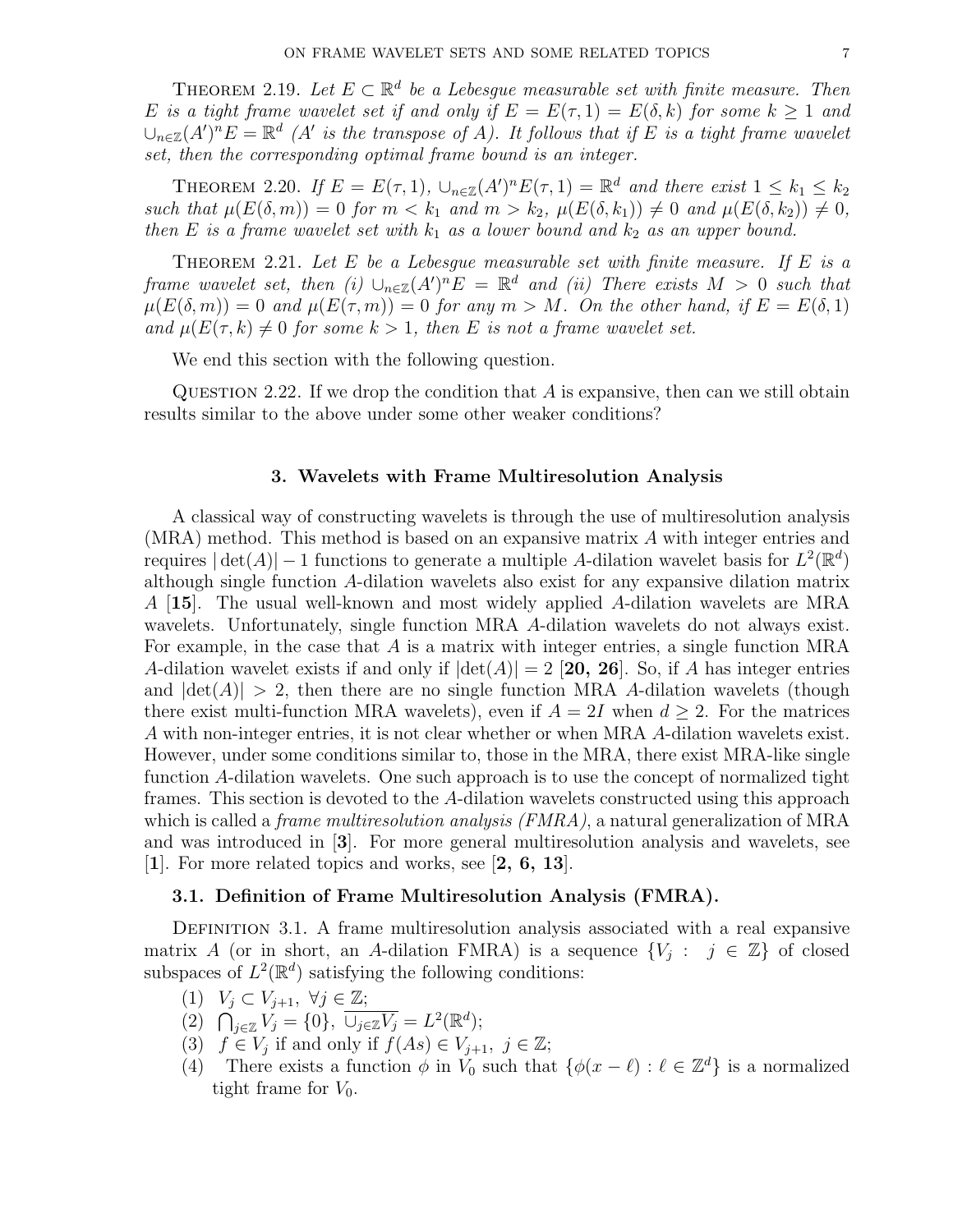Theorem 2.19. *Let $E \subset \mathbb{R}^d$ be a Lebesgue measurable set with finite measure. Then $E$ is a tight frame wavelet set if and only if $E = E(\tau, 1) = E(\delta, k)$ for some $k \geq 1$ and $\cup_{n\in\mathbb{Z}}(A')^n E = \mathbb{R}^d$ ($A'$ is the transpose of $A$). It follows that if $E$ is a tight frame wavelet set, then the corresponding optimal frame bound is an integer.*

Theorem 2.20. *If $E = E(\tau, 1)$, $\cup_{n\in\mathbb{Z}}(A')^n E(\tau, 1) = \mathbb{R}^d$ and there exist $1 \leq k_1 \leq k_2$ such that $\mu(E(\delta, m)) = 0$ for $m < k_1$ and $m > k_2$, $\mu(E(\delta, k_1)) \neq 0$ and $\mu(E(\delta, k_2)) \neq 0$, then $E$ is a frame wavelet set with $k_1$ as a lower bound and $k_2$ as an upper bound.*

Theorem 2.21. *Let $E$ be a Lebesgue measurable set with finite measure. If $E$ is a frame wavelet set, then (i) $\cup_{n\in\mathbb{Z}}(A')^n E = \mathbb{R}^d$ and (ii) There exists $M > 0$ such that $\mu(E(\delta, m)) = 0$ and $\mu(E(\tau, m)) = 0$ for any $m > M$. On the other hand, if $E = E(\delta, 1)$ and $\mu(E(\tau, k) \neq 0$ for some $k > 1$, then $E$ is not a frame wavelet set.*

We end this section with the following question.

Question 2.22. If we drop the condition that $A$ is expansive, then can we still obtain results similar to the above under some other weaker conditions?

## 3. Wavelets with Frame Multiresolution Analysis

A classical way of constructing wavelets is through the use of multiresolution analysis (MRA) method. This method is based on an expansive matrix $A$ with integer entries and requires $|\det(A)| - 1$ functions to generate a multiple $A$-dilation wavelet basis for $L^2(\mathbb{R}^d)$ although single function $A$-dilation wavelets also exist for any expansive dilation matrix $A$ [**15**]. The usual well-known and most widely applied $A$-dilation wavelets are MRA wavelets. Unfortunately, single function MRA $A$-dilation wavelets do not always exist. For example, in the case that $A$ is a matrix with integer entries, a single function MRA $A$-dilation wavelet exists if and only if $|\det(A)| = 2$ [**20, 26**]. So, if $A$ has integer entries and $|\det(A)| > 2$, then there are no single function MRA $A$-dilation wavelets (though there exist multi-function MRA wavelets), even if $A = 2I$ when $d \geq 2$. For the matrices $A$ with non-integer entries, it is not clear whether or when MRA $A$-dilation wavelets exist. However, under some conditions similar to, those in the MRA, there exist MRA-like single function $A$-dilation wavelets. One such approach is to use the concept of normalized tight frames. This section is devoted to the $A$-dilation wavelets constructed using this approach which is called a *frame multiresolution analysis (FMRA)*, a natural generalization of MRA and was introduced in [**3**]. For more general multiresolution analysis and wavelets, see [**1**]. For more related topics and works, see [**2, 6, 13**].

### 3.1. Definition of Frame Multiresolution Analysis (FMRA).

Definition 3.1. A frame multiresolution analysis associated with a real expansive matrix $A$ (or in short, an $A$-dilation FMRA) is a sequence $\{V_j : \ j \in \mathbb{Z}\}$ of closed subspaces of $L^2(\mathbb{R}^d)$ satisfying the following conditions:

1. $V_j \subset V_{j+1}, \ \forall j \in \mathbb{Z}$;
2. $\bigcap_{j\in\mathbb{Z}} V_j = \{0\}$, $\overline{\cup_{j\in\mathbb{Z}} V_j} = L^2(\mathbb{R}^d)$;
3. $f \in V_j$ if and only if $f(As) \in V_{j+1}, \ j \in \mathbb{Z}$;
4. There exists a function $\phi$ in $V_0$ such that $\{\phi(x - \ell) : \ell \in \mathbb{Z}^d\}$ is a normalized tight frame for $V_0$.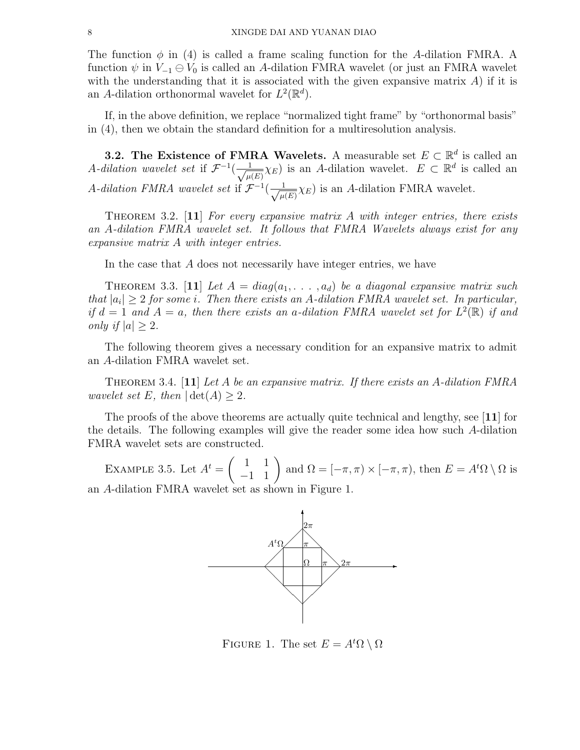The function $\phi$ in (4) is called a frame scaling function for the $A$-dilation FMRA. A function $\psi$ in $V_{-1} \ominus V_0$ is called an $A$-dilation FMRA wavelet (or just an FMRA wavelet with the understanding that it is associated with the given expansive matrix $A$) if it is an $A$-dilation orthonormal wavelet for $L^2(\mathbb{R}^d)$.

If, in the above definition, we replace "normalized tight frame" by "orthonormal basis" in (4), then we obtain the standard definition for a multiresolution analysis.

**3.2. The Existence of FMRA Wavelets.** A measurable set $E \subset \mathbb{R}^d$ is called an *A-dilation wavelet set* if $\mathcal{F}^{-1}(\frac{1}{\sqrt{\mu(E)}}\chi_E)$ is an $A$-dilation wavelet. $E \subset \mathbb{R}^d$ is called an *A-dilation FMRA wavelet set* if $\mathcal{F}^{-1}(\frac{1}{\sqrt{\mu(E)}}\chi_E)$ is an $A$-dilation FMRA wavelet.

Theorem 3.2. [**11**] *For every expansive matrix $A$ with integer entries, there exists an $A$-dilation FMRA wavelet set. It follows that FMRA Wavelets always exist for any expansive matrix $A$ with integer entries.*

In the case that $A$ does not necessarily have integer entries, we have

Theorem 3.3. [**11**] *Let $A = diag(a_1, \ldots, a_d)$ be a diagonal expansive matrix such that $|a_i| \geq 2$ for some $i$. Then there exists an $A$-dilation FMRA wavelet set. In particular, if $d = 1$ and $A = a$, then there exists an $a$-dilation FMRA wavelet set for $L^2(\mathbb{R})$ if and only if $|a| \geq 2$.*

The following theorem gives a necessary condition for an expansive matrix to admit an $A$-dilation FMRA wavelet set.

Theorem 3.4. [**11**] *Let $A$ be an expansive matrix. If there exists an $A$-dilation FMRA wavelet set $E$, then $|\det(A) \geq 2$.*

The proofs of the above theorems are actually quite technical and lengthy, see [**11**] for the details. The following examples will give the reader some idea how such $A$-dilation FMRA wavelet sets are constructed.

Example 3.5. Let $A^t = \begin{pmatrix} 1 & 1 \\ -1 & 1 \end{pmatrix}$ and $\Omega = [-\pi, \pi) \times [-\pi, \pi)$, then $E = A^t\Omega \setminus \Omega$ is an $A$-dilation FMRA wavelet set as shown in Figure 1.

Figure 1. The set $E = A^t\Omega \setminus \Omega$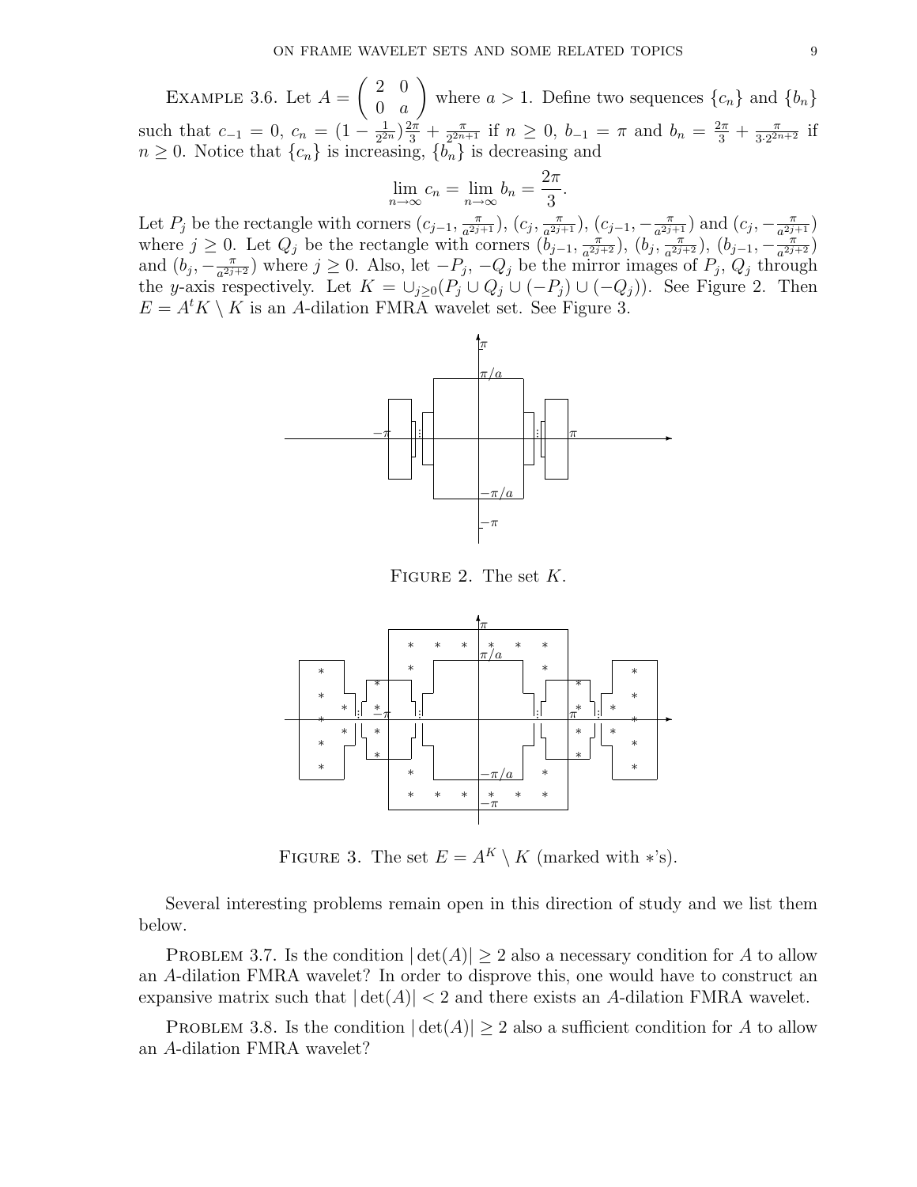**Example 3.6.** Let $A = \begin{pmatrix} 2 & 0 \\ 0 & a \end{pmatrix}$ where $a > 1$. Define two sequences $\{c_n\}$ and $\{b_n\}$ such that $c_{-1} = 0$, $c_n = (1 - \frac{1}{2^{2n}})\frac{2\pi}{3} + \frac{\pi}{2^{2n+1}}$ if $n \geq 0$, $b_{-1} = \pi$ and $b_n = \frac{2\pi}{3} + \frac{\pi}{3 \cdot 2^{2n+2}}$ if $n \geq 0$. Notice that $\{c_n\}$ is increasing, $\{b_n\}$ is decreasing and

$$\lim_{n\to\infty} c_n = \lim_{n\to\infty} b_n = \frac{2\pi}{3}.$$

Let $P_j$ be the rectangle with corners $(c_{j-1}, \frac{\pi}{a^{2j+1}})$, $(c_j, \frac{\pi}{a^{2j+1}})$, $(c_{j-1}, -\frac{\pi}{a^{2j+1}})$ and $(c_j, -\frac{\pi}{a^{2j+1}})$ where $j \geq 0$. Let $Q_j$ be the rectangle with corners $(b_{j-1}, \frac{\pi}{a^{2j+2}})$, $(b_j, \frac{\pi}{a^{2j+2}})$, $(b_{j-1}, -\frac{\pi}{a^{2j+2}})$ and $(b_j, -\frac{\pi}{a^{2j+2}})$ where $j \geq 0$. Also, let $-P_j$, $-Q_j$ be the mirror images of $P_j$, $Q_j$ through the $y$-axis respectively. Let $K = \cup_{j\geq 0}(P_j \cup Q_j \cup (-P_j) \cup (-Q_j))$. See Figure 2. Then $E = A^t K \setminus K$ is an $A$-dilation FMRA wavelet set. See Figure 3.

Figure 2. The set $K$.

Figure 3. The set $E = A^K \setminus K$ (marked with $*$'s).

Several interesting problems remain open in this direction of study and we list them below.

**Problem 3.7.** Is the condition $|\det(A)| \geq 2$ also a necessary condition for $A$ to allow an $A$-dilation FMRA wavelet? In order to disprove this, one would have to construct an expansive matrix such that $|\det(A)| < 2$ and there exists an $A$-dilation FMRA wavelet.

**Problem 3.8.** Is the condition $|\det(A)| \geq 2$ also a sufficient condition for $A$ to allow an $A$-dilation FMRA wavelet?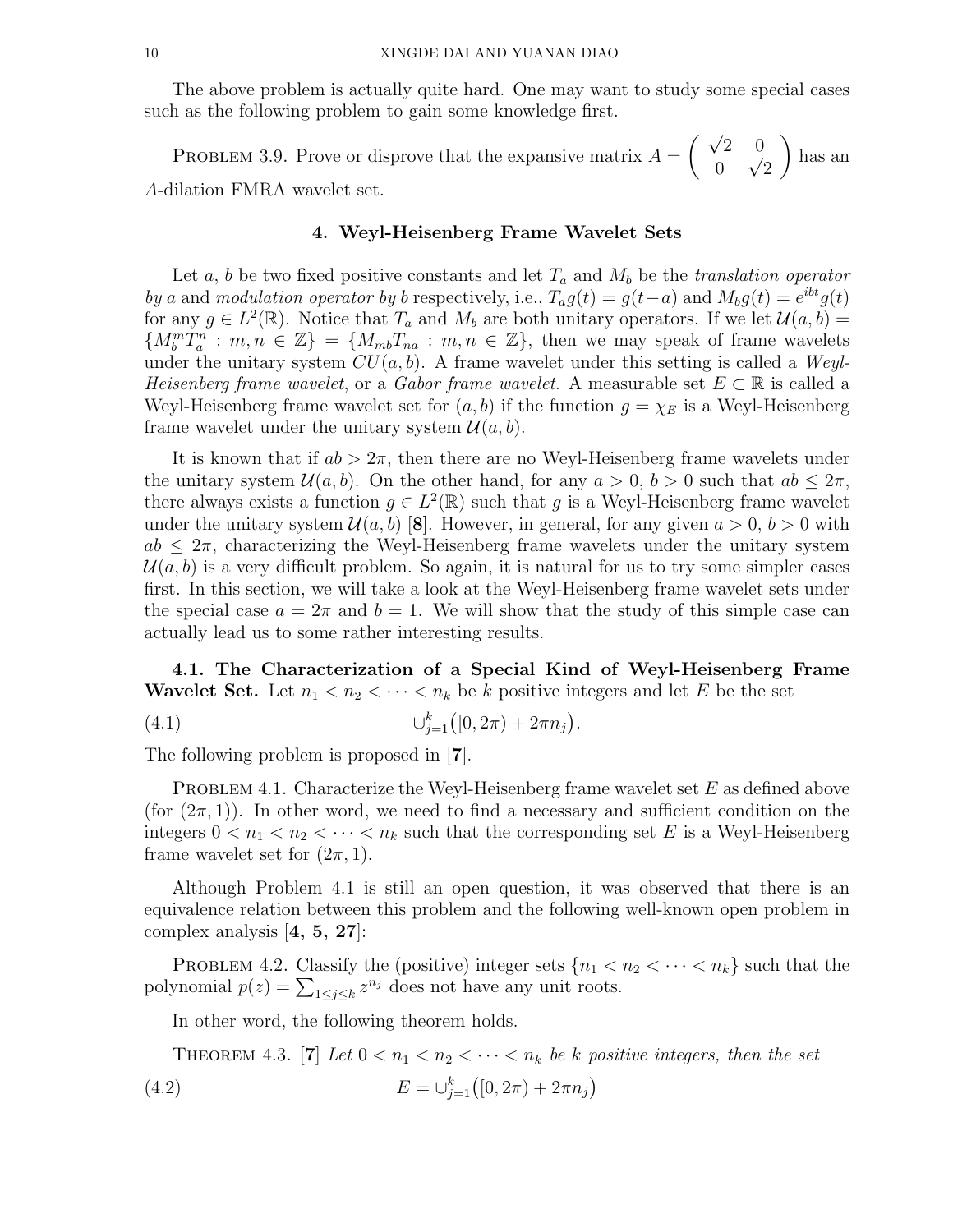The above problem is actually quite hard. One may want to study some special cases such as the following problem to gain some knowledge first.

Problem 3.9. Prove or disprove that the expansive matrix $A = \begin{pmatrix} \sqrt{2} & 0 \\ 0 & \sqrt{2} \end{pmatrix}$ has an $A$-dilation FMRA wavelet set.

## 4. Weyl-Heisenberg Frame Wavelet Sets

Let $a$, $b$ be two fixed positive constants and let $T_a$ and $M_b$ be the *translation operator by* $a$ and *modulation operator by* $b$ respectively, i.e., $T_a g(t) = g(t-a)$ and $M_b g(t) = e^{ibt}g(t)$ for any $g \in L^2(\mathbb{R})$. Notice that $T_a$ and $M_b$ are both unitary operators. If we let $\mathcal{U}(a,b) = \{M_b^m T_a^n : m, n \in \mathbb{Z}\} = \{M_{mb}T_{na} : m, n \in \mathbb{Z}\}$, then we may speak of frame wavelets under the unitary system $CU(a,b)$. A frame wavelet under this setting is called a *Weyl-Heisenberg frame wavelet*, or a *Gabor frame wavelet*. A measurable set $E \subset \mathbb{R}$ is called a Weyl-Heisenberg frame wavelet set for $(a,b)$ if the function $g = \chi_E$ is a Weyl-Heisenberg frame wavelet under the unitary system $\mathcal{U}(a,b)$.

It is known that if $ab > 2\pi$, then there are no Weyl-Heisenberg frame wavelets under the unitary system $\mathcal{U}(a,b)$. On the other hand, for any $a > 0$, $b > 0$ such that $ab \le 2\pi$, there always exists a function $g \in L^2(\mathbb{R})$ such that $g$ is a Weyl-Heisenberg frame wavelet under the unitary system $\mathcal{U}(a,b)$ [**8**]. However, in general, for any given $a > 0$, $b > 0$ with $ab \le 2\pi$, characterizing the Weyl-Heisenberg frame wavelets under the unitary system $\mathcal{U}(a,b)$ is a very difficult problem. So again, it is natural for us to try some simpler cases first. In this section, we will take a look at the Weyl-Heisenberg frame wavelet sets under the special case $a = 2\pi$ and $b = 1$. We will show that the study of this simple case can actually lead us to some rather interesting results.

**4.1. The Characterization of a Special Kind of Weyl-Heisenberg Frame Wavelet Set.** Let $n_1 < n_2 < \cdots < n_k$ be $k$ positive integers and let $E$ be the set

$$\cup_{j=1}^{k}\big([0,2\pi) + 2\pi n_j\big). \tag{4.1}$$

The following problem is proposed in [**7**].

Problem 4.1. Characterize the Weyl-Heisenberg frame wavelet set $E$ as defined above (for $(2\pi, 1)$). In other word, we need to find a necessary and sufficient condition on the integers $0 < n_1 < n_2 < \cdots < n_k$ such that the corresponding set $E$ is a Weyl-Heisenberg frame wavelet set for $(2\pi, 1)$.

Although Problem 4.1 is still an open question, it was observed that there is an equivalence relation between this problem and the following well-known open problem in complex analysis [**4, 5, 27**]:

Problem 4.2. Classify the (positive) integer sets $\{n_1 < n_2 < \cdots < n_k\}$ such that the polynomial $p(z) = \sum_{1 \le j \le k} z^{n_j}$ does not have any unit roots.

In other word, the following theorem holds.

Theorem 4.3. [**7**] *Let $0 < n_1 < n_2 < \cdots < n_k$ be $k$ positive integers, then the set*

$$E = \cup_{j=1}^{k}\big([0,2\pi) + 2\pi n_j\big) \tag{4.2}$$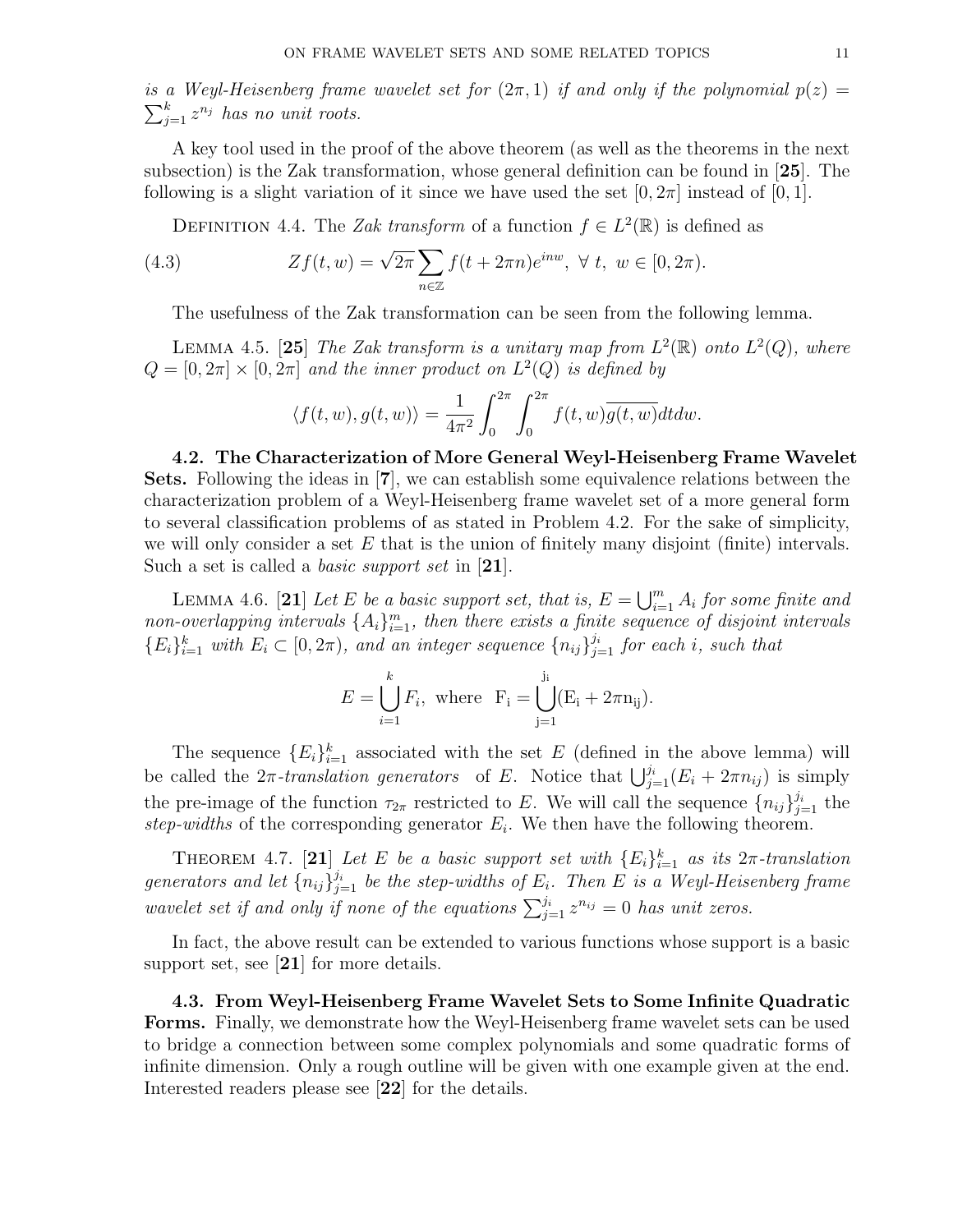*is a Weyl-Heisenberg frame wavelet set for* $(2\pi, 1)$ *if and only if the polynomial* $p(z) = \sum_{j=1}^{k} z^{n_j}$ *has no unit roots.*

A key tool used in the proof of the above theorem (as well as the theorems in the next subsection) is the Zak transformation, whose general definition can be found in [**25**]. The following is a slight variation of it since we have used the set $[0, 2\pi]$ instead of $[0, 1]$.

Definition 4.4. The *Zak transform* of a function $f \in L^2(\mathbb{R})$ is defined as

$$Zf(t, w) = \sqrt{2\pi} \sum_{n \in \mathbb{Z}} f(t + 2\pi n) e^{inw}, \ \forall \ t, \ w \in [0, 2\pi). \tag{4.3}$$

The usefulness of the Zak transformation can be seen from the following lemma.

Lemma 4.5. [**25**] *The Zak transform is a unitary map from* $L^2(\mathbb{R})$ *onto* $L^2(Q)$*, where* $Q = [0, 2\pi] \times [0, 2\pi]$ *and the inner product on* $L^2(Q)$ *is defined by*

$$\langle f(t, w), g(t, w) \rangle = \frac{1}{4\pi^2} \int_0^{2\pi} \int_0^{2\pi} f(t, w) \overline{g(t, w)} dt dw.$$

**4.2. The Characterization of More General Weyl-Heisenberg Frame Wavelet Sets.** Following the ideas in [**7**], we can establish some equivalence relations between the characterization problem of a Weyl-Heisenberg frame wavelet set of a more general form to several classification problems of as stated in Problem 4.2. For the sake of simplicity, we will only consider a set $E$ that is the union of finitely many disjoint (finite) intervals. Such a set is called a *basic support set* in [**21**].

Lemma 4.6. [**21**] *Let* $E$ *be a basic support set, that is,* $E = \bigcup_{i=1}^{m} A_i$ *for some finite and non-overlapping intervals* $\{A_i\}_{i=1}^{m}$*, then there exists a finite sequence of disjoint intervals* $\{E_i\}_{i=1}^{k}$ *with* $E_i \subset [0, 2\pi)$*, and an integer sequence* $\{n_{ij}\}_{j=1}^{j_i}$ *for each* $i$*, such that*

$$E = \bigcup_{i=1}^{k} F_i, \text{ where } F_i = \bigcup_{j=1}^{j_i} (E_i + 2\pi n_{ij}).$$

The sequence $\{E_i\}_{i=1}^{k}$ associated with the set $E$ (defined in the above lemma) will be called the $2\pi$*-translation generators* of $E$. Notice that $\bigcup_{j=1}^{j_i}(E_i + 2\pi n_{ij})$ is simply the pre-image of the function $\tau_{2\pi}$ restricted to $E$. We will call the sequence $\{n_{ij}\}_{j=1}^{j_i}$ the *step-widths* of the corresponding generator $E_i$. We then have the following theorem.

Theorem 4.7. [**21**] *Let* $E$ *be a basic support set with* $\{E_i\}_{i=1}^{k}$ *as its* $2\pi$*-translation generators and let* $\{n_{ij}\}_{j=1}^{j_i}$ *be the step-widths of* $E_i$*. Then* $E$ *is a Weyl-Heisenberg frame wavelet set if and only if none of the equations* $\sum_{j=1}^{j_i} z^{n_{ij}} = 0$ *has unit zeros.*

In fact, the above result can be extended to various functions whose support is a basic support set, see [**21**] for more details.

**4.3. From Weyl-Heisenberg Frame Wavelet Sets to Some Infinite Quadratic Forms.** Finally, we demonstrate how the Weyl-Heisenberg frame wavelet sets can be used to bridge a connection between some complex polynomials and some quadratic forms of infinite dimension. Only a rough outline will be given with one example given at the end. Interested readers please see [**22**] for the details.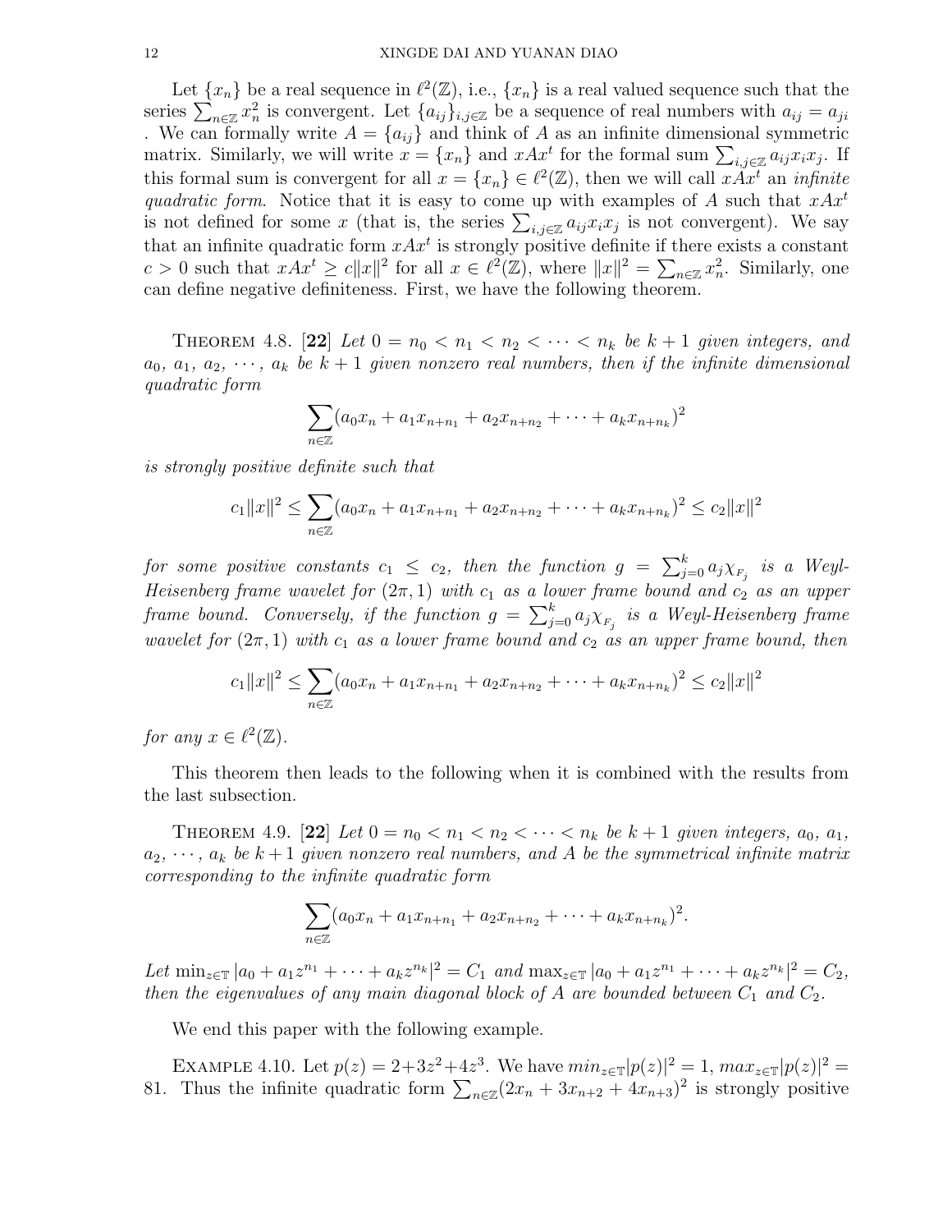Let $\{x_n\}$ be a real sequence in $\ell^2(\mathbb{Z})$, i.e., $\{x_n\}$ is a real valued sequence such that the series $\sum_{n\in\mathbb{Z}} x_n^2$ is convergent. Let $\{a_{ij}\}_{i,j\in\mathbb{Z}}$ be a sequence of real numbers with $a_{ij} = a_{ji}$ . We can formally write $A = \{a_{ij}\}$ and think of $A$ as an infinite dimensional symmetric matrix. Similarly, we will write $x = \{x_n\}$ and $xAx^t$ for the formal sum $\sum_{i,j\in\mathbb{Z}} a_{ij}x_ix_j$. If this formal sum is convergent for all $x = \{x_n\} \in \ell^2(\mathbb{Z})$, then we will call $xAx^t$ an *infinite quadratic form*. Notice that it is easy to come up with examples of $A$ such that $xAx^t$ is not defined for some $x$ (that is, the series $\sum_{i,j\in\mathbb{Z}} a_{ij}x_ix_j$ is not convergent). We say that an infinite quadratic form $xAx^t$ is strongly positive definite if there exists a constant $c > 0$ such that $xAx^t \geq c\|x\|^2$ for all $x \in \ell^2(\mathbb{Z})$, where $\|x\|^2 = \sum_{n\in\mathbb{Z}} x_n^2$. Similarly, one can define negative definiteness. First, we have the following theorem.

THEOREM 4.8. [22] *Let $0 = n_0 < n_1 < n_2 < \cdots < n_k$ be $k+1$ given integers, and $a_0, a_1, a_2, \cdots, a_k$ be $k+1$ given nonzero real numbers, then if the infinite dimensional quadratic form*

$$\sum_{n\in\mathbb{Z}} (a_0x_n + a_1x_{n+n_1} + a_2x_{n+n_2} + \cdots + a_kx_{n+n_k})^2$$

*is strongly positive definite such that*

$$c_1\|x\|^2 \leq \sum_{n\in\mathbb{Z}} (a_0x_n + a_1x_{n+n_1} + a_2x_{n+n_2} + \cdots + a_kx_{n+n_k})^2 \leq c_2\|x\|^2$$

*for some positive constants $c_1 \leq c_2$, then the function $g = \sum_{j=0}^k a_j\chi_{F_j}$ is a Weyl-Heisenberg frame wavelet for $(2\pi, 1)$ with $c_1$ as a lower frame bound and $c_2$ as an upper frame bound. Conversely, if the function $g = \sum_{j=0}^k a_j\chi_{F_j}$ is a Weyl-Heisenberg frame wavelet for $(2\pi, 1)$ with $c_1$ as a lower frame bound and $c_2$ as an upper frame bound, then*

$$c_1\|x\|^2 \leq \sum_{n\in\mathbb{Z}} (a_0x_n + a_1x_{n+n_1} + a_2x_{n+n_2} + \cdots + a_kx_{n+n_k})^2 \leq c_2\|x\|^2$$

*for any $x \in \ell^2(\mathbb{Z})$.*

This theorem then leads to the following when it is combined with the results from the last subsection.

THEOREM 4.9. [22] *Let $0 = n_0 < n_1 < n_2 < \cdots < n_k$ be $k+1$ given integers, $a_0$, $a_1$, $a_2, \cdots, a_k$ be $k+1$ given nonzero real numbers, and $A$ be the symmetrical infinite matrix corresponding to the infinite quadratic form*

$$\sum_{n\in\mathbb{Z}} (a_0x_n + a_1x_{n+n_1} + a_2x_{n+n_2} + \cdots + a_kx_{n+n_k})^2.$$

*Let $\min_{z\in\mathbb{T}} |a_0 + a_1z^{n_1} + \cdots + a_kz^{n_k}|^2 = C_1$ and $\max_{z\in\mathbb{T}} |a_0 + a_1z^{n_1} + \cdots + a_kz^{n_k}|^2 = C_2$, then the eigenvalues of any main diagonal block of $A$ are bounded between $C_1$ and $C_2$.*

We end this paper with the following example.

EXAMPLE 4.10. Let $p(z) = 2+3z^2+4z^3$. We have $min_{z\in\mathbb{T}}|p(z)|^2 = 1$, $max_{z\in\mathbb{T}}|p(z)|^2 = 81$. Thus the infinite quadratic form $\sum_{n\in\mathbb{Z}}(2x_n + 3x_{n+2} + 4x_{n+3})^2$ is strongly positive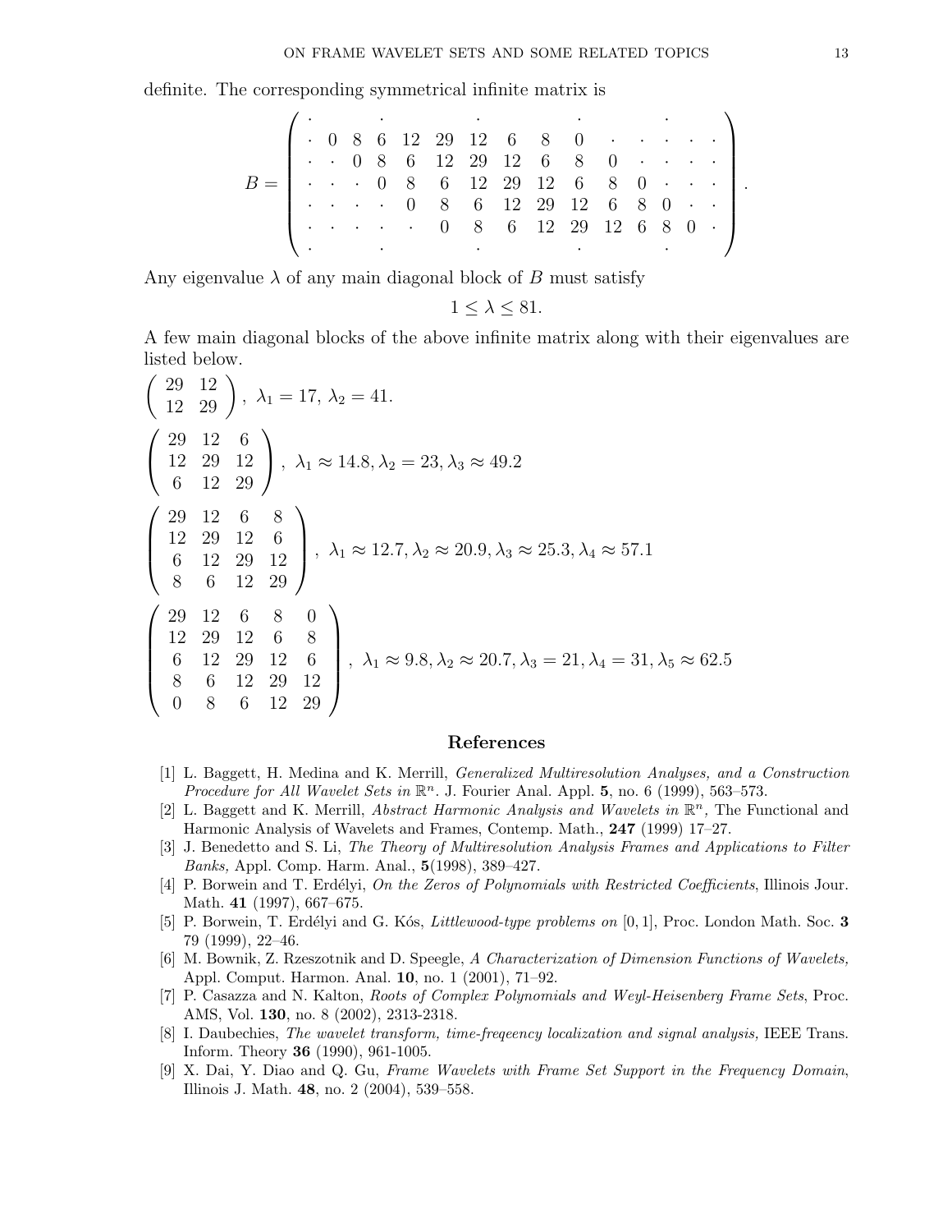definite. The corresponding symmetrical infinite matrix is

$$
B = \begin{pmatrix}
\cdot & & \cdot & & & & \cdot & & & \cdot & & & \cdot & & \\
\cdot & 0 & 8 & 6 & 12 & 29 & 12 & 6 & 8 & 0 & \cdot & \cdot & \cdot & \cdot & \cdot \\
\cdot & \cdot & 0 & 8 & 6 & 12 & 29 & 12 & 6 & 8 & 0 & \cdot & \cdot & \cdot & \cdot \\
\cdot & \cdot & \cdot & 0 & 8 & 6 & 12 & 29 & 12 & 6 & 8 & 0 & \cdot & \cdot & \cdot \\
\cdot & \cdot & \cdot & \cdot & 0 & 8 & 6 & 12 & 29 & 12 & 6 & 8 & 0 & \cdot & \cdot \\
\cdot & \cdot & \cdot & \cdot & \cdot & 0 & 8 & 6 & 12 & 29 & 12 & 6 & 8 & 0 & \cdot \\
\cdot & & \cdot & & & & \cdot & & & \cdot & & & \cdot & &
\end{pmatrix}.
$$

Any eigenvalue $\lambda$ of any main diagonal block of $B$ must satisfy

$$1 \le \lambda \le 81.$$

A few main diagonal blocks of the above infinite matrix along with their eigenvalues are listed below.

$$\begin{pmatrix} 29 & 12 \\ 12 & 29 \end{pmatrix},\ \lambda_1 = 17,\ \lambda_2 = 41.$$

$$\begin{pmatrix} 29 & 12 & 6 \\ 12 & 29 & 12 \\ 6 & 12 & 29 \end{pmatrix},\ \lambda_1 \approx 14.8, \lambda_2 = 23, \lambda_3 \approx 49.2$$

$$\begin{pmatrix} 29 & 12 & 6 & 8 \\ 12 & 29 & 12 & 6 \\ 6 & 12 & 29 & 12 \\ 8 & 6 & 12 & 29 \end{pmatrix},\ \lambda_1 \approx 12.7, \lambda_2 \approx 20.9, \lambda_3 \approx 25.3, \lambda_4 \approx 57.1$$

$$\begin{pmatrix} 29 & 12 & 6 & 8 & 0 \\ 12 & 29 & 12 & 6 & 8 \\ 6 & 12 & 29 & 12 & 6 \\ 8 & 6 & 12 & 29 & 12 \\ 0 & 8 & 6 & 12 & 29 \end{pmatrix},\ \lambda_1 \approx 9.8, \lambda_2 \approx 20.7, \lambda_3 = 21, \lambda_4 = 31, \lambda_5 \approx 62.5$$

## References

[1] L. Baggett, H. Medina and K. Merrill, *Generalized Multiresolution Analyses, and a Construction Procedure for All Wavelet Sets in* $\mathbb{R}^n$. J. Fourier Anal. Appl. **5**, no. 6 (1999), 563–573.

[2] L. Baggett and K. Merrill, *Abstract Harmonic Analysis and Wavelets in* $\mathbb{R}^n$, The Functional and Harmonic Analysis of Wavelets and Frames, Contemp. Math., **247** (1999) 17–27.

[3] J. Benedetto and S. Li, *The Theory of Multiresolution Analysis Frames and Applications to Filter Banks,* Appl. Comp. Harm. Anal., **5**(1998), 389–427.

[4] P. Borwein and T. Erdélyi, *On the Zeros of Polynomials with Restricted Coefficients*, Illinois Jour. Math. **41** (1997), 667–675.

[5] P. Borwein, T. Erdélyi and G. Kós, *Littlewood-type problems on* $[0, 1]$, Proc. London Math. Soc. **3** 79 (1999), 22–46.

[6] M. Bownik, Z. Rzeszotnik and D. Speegle, *A Characterization of Dimension Functions of Wavelets,* Appl. Comput. Harmon. Anal. **10**, no. 1 (2001), 71–92.

[7] P. Casazza and N. Kalton, *Roots of Complex Polynomials and Weyl-Heisenberg Frame Sets*, Proc. AMS, Vol. **130**, no. 8 (2002), 2313-2318.

[8] I. Daubechies, *The wavelet transform, time-freqeency localization and signal analysis,* IEEE Trans. Inform. Theory **36** (1990), 961-1005.

[9] X. Dai, Y. Diao and Q. Gu, *Frame Wavelets with Frame Set Support in the Frequency Domain*, Illinois J. Math. **48**, no. 2 (2004), 539–558.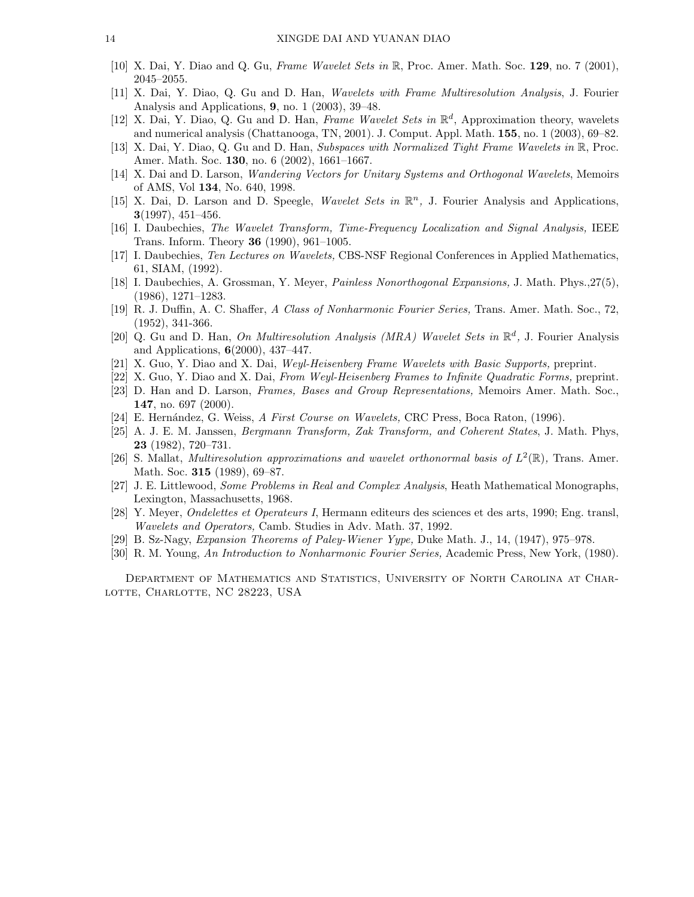[10] X. Dai, Y. Diao and Q. Gu, *Frame Wavelet Sets in* $\mathbb{R}$, Proc. Amer. Math. Soc. **129**, no. 7 (2001), 2045–2055.

[11] X. Dai, Y. Diao, Q. Gu and D. Han, *Wavelets with Frame Multiresolution Analysis*, J. Fourier Analysis and Applications, **9**, no. 1 (2003), 39–48.

[12] X. Dai, Y. Diao, Q. Gu and D. Han, *Frame Wavelet Sets in* $\mathbb{R}^d$, Approximation theory, wavelets and numerical analysis (Chattanooga, TN, 2001). J. Comput. Appl. Math. **155**, no. 1 (2003), 69–82.

[13] X. Dai, Y. Diao, Q. Gu and D. Han, *Subspaces with Normalized Tight Frame Wavelets in* $\mathbb{R}$, Proc. Amer. Math. Soc. **130**, no. 6 (2002), 1661–1667.

[14] X. Dai and D. Larson, *Wandering Vectors for Unitary Systems and Orthogonal Wavelets*, Memoirs of AMS, Vol **134**, No. 640, 1998.

[15] X. Dai, D. Larson and D. Speegle, *Wavelet Sets in* $\mathbb{R}^n$*,* J. Fourier Analysis and Applications, **3**(1997), 451–456.

[16] I. Daubechies, *The Wavelet Transform, Time-Frequency Localization and Signal Analysis,* IEEE Trans. Inform. Theory **36** (1990), 961–1005.

[17] I. Daubechies, *Ten Lectures on Wavelets,* CBS-NSF Regional Conferences in Applied Mathematics, 61, SIAM, (1992).

[18] I. Daubechies, A. Grossman, Y. Meyer, *Painless Nonorthogonal Expansions,* J. Math. Phys.,27(5), (1986), 1271–1283.

[19] R. J. Duffin, A. C. Shaffer, *A Class of Nonharmonic Fourier Series,* Trans. Amer. Math. Soc., 72, (1952), 341-366.

[20] Q. Gu and D. Han, *On Multiresolution Analysis (MRA) Wavelet Sets in* $\mathbb{R}^d$*,* J. Fourier Analysis and Applications, **6**(2000), 437–447.

[21] X. Guo, Y. Diao and X. Dai, *Weyl-Heisenberg Frame Wavelets with Basic Supports,* preprint.

[22] X. Guo, Y. Diao and X. Dai, *From Weyl-Heisenberg Frames to Infinite Quadratic Forms,* preprint.

[23] D. Han and D. Larson, *Frames, Bases and Group Representations,* Memoirs Amer. Math. Soc., **147**, no. 697 (2000).

[24] E. Hernández, G. Weiss, *A First Course on Wavelets,* CRC Press, Boca Raton, (1996).

[25] A. J. E. M. Janssen, *Bergmann Transform, Zak Transform, and Coherent States*, J. Math. Phys, **23** (1982), 720–731.

[26] S. Mallat, *Multiresolution approximations and wavelet orthonormal basis of* $L^2(\mathbb{R})$*,* Trans. Amer. Math. Soc. **315** (1989), 69–87.

[27] J. E. Littlewood, *Some Problems in Real and Complex Analysis*, Heath Mathematical Monographs, Lexington, Massachusetts, 1968.

[28] Y. Meyer, *Ondelettes et Operateurs I*, Hermann editeurs des sciences et des arts, 1990; Eng. transl, *Wavelets and Operators,* Camb. Studies in Adv. Math. 37, 1992.

[29] B. Sz-Nagy, *Expansion Theorems of Paley-Wiener Yype,* Duke Math. J., 14, (1947), 975–978.

[30] R. M. Young, *An Introduction to Nonharmonic Fourier Series,* Academic Press, New York, (1980).

Department of Mathematics and Statistics, University of North Carolina at Charlotte, Charlotte, NC 28223, USA